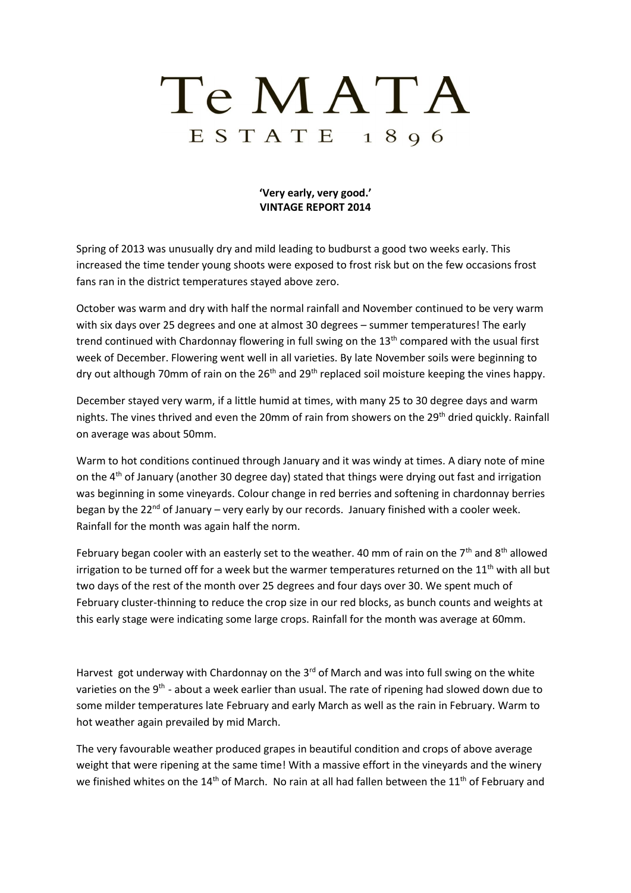# Te MATA

ESTATE 1896

**'Very early, very good.'**
**VINTAGE REPORT 2014**

Spring of 2013 was unusually dry and mild leading to budburst a good two weeks early. This increased the time tender young shoots were exposed to frost risk but on the few occasions frost fans ran in the district temperatures stayed above zero.

October was warm and dry with half the normal rainfall and November continued to be very warm with six days over 25 degrees and one at almost 30 degrees – summer temperatures! The early trend continued with Chardonnay flowering in full swing on the 13th compared with the usual first week of December. Flowering went well in all varieties. By late November soils were beginning to dry out although 70mm of rain on the 26th and 29th replaced soil moisture keeping the vines happy.

December stayed very warm, if a little humid at times, with many 25 to 30 degree days and warm nights. The vines thrived and even the 20mm of rain from showers on the 29th dried quickly. Rainfall on average was about 50mm.

Warm to hot conditions continued through January and it was windy at times. A diary note of mine on the 4th of January (another 30 degree day) stated that things were drying out fast and irrigation was beginning in some vineyards. Colour change in red berries and softening in chardonnay berries began by the 22nd of January – very early by our records. January finished with a cooler week. Rainfall for the month was again half the norm.

February began cooler with an easterly set to the weather. 40 mm of rain on the 7th and 8th allowed irrigation to be turned off for a week but the warmer temperatures returned on the 11th with all but two days of the rest of the month over 25 degrees and four days over 30. We spent much of February cluster-thinning to reduce the crop size in our red blocks, as bunch counts and weights at this early stage were indicating some large crops. Rainfall for the month was average at 60mm.

Harvest got underway with Chardonnay on the 3rd of March and was into full swing on the white varieties on the 9th - about a week earlier than usual. The rate of ripening had slowed down due to some milder temperatures late February and early March as well as the rain in February. Warm to hot weather again prevailed by mid March.

The very favourable weather produced grapes in beautiful condition and crops of above average weight that were ripening at the same time! With a massive effort in the vineyards and the winery we finished whites on the 14th of March. No rain at all had fallen between the 11th of February and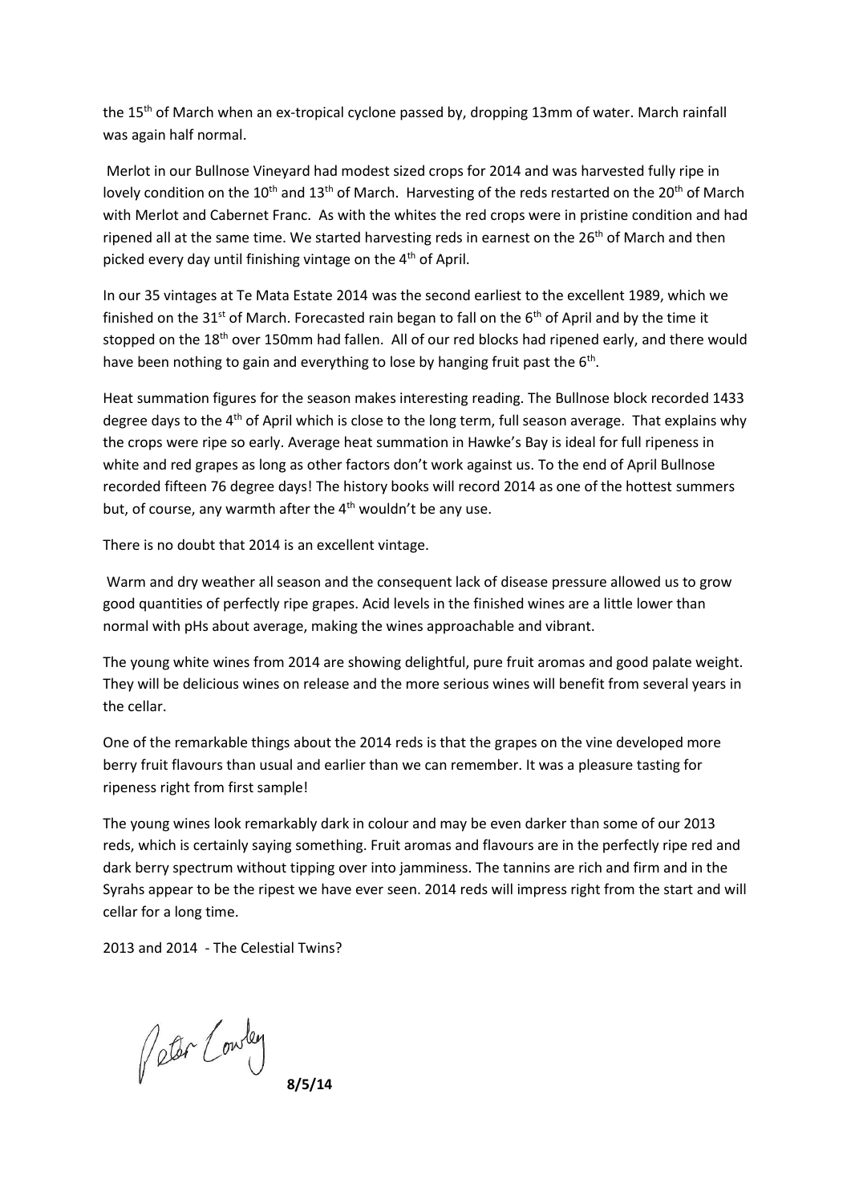the 15th of March when an ex-tropical cyclone passed by, dropping 13mm of water. March rainfall was again half normal.

Merlot in our Bullnose Vineyard had modest sized crops for 2014 and was harvested fully ripe in lovely condition on the 10th and 13th of March. Harvesting of the reds restarted on the 20th of March with Merlot and Cabernet Franc. As with the whites the red crops were in pristine condition and had ripened all at the same time. We started harvesting reds in earnest on the 26th of March and then picked every day until finishing vintage on the 4th of April.

In our 35 vintages at Te Mata Estate 2014 was the second earliest to the excellent 1989, which we finished on the 31st of March. Forecasted rain began to fall on the 6th of April and by the time it stopped on the 18th over 150mm had fallen. All of our red blocks had ripened early, and there would have been nothing to gain and everything to lose by hanging fruit past the 6th.

Heat summation figures for the season makes interesting reading. The Bullnose block recorded 1433 degree days to the 4th of April which is close to the long term, full season average. That explains why the crops were ripe so early. Average heat summation in Hawke's Bay is ideal for full ripeness in white and red grapes as long as other factors don't work against us. To the end of April Bullnose recorded fifteen 76 degree days! The history books will record 2014 as one of the hottest summers but, of course, any warmth after the 4th wouldn't be any use.

There is no doubt that 2014 is an excellent vintage.

Warm and dry weather all season and the consequent lack of disease pressure allowed us to grow good quantities of perfectly ripe grapes. Acid levels in the finished wines are a little lower than normal with pHs about average, making the wines approachable and vibrant.

The young white wines from 2014 are showing delightful, pure fruit aromas and good palate weight. They will be delicious wines on release and the more serious wines will benefit from several years in the cellar.

One of the remarkable things about the 2014 reds is that the grapes on the vine developed more berry fruit flavours than usual and earlier than we can remember. It was a pleasure tasting for ripeness right from first sample!

The young wines look remarkably dark in colour and may be even darker than some of our 2013 reds, which is certainly saying something. Fruit aromas and flavours are in the perfectly ripe red and dark berry spectrum without tipping over into jamminess. The tannins are rich and firm and in the Syrahs appear to be the ripest we have ever seen. 2014 reds will impress right from the start and will cellar for a long time.

2013 and 2014 - The Celestial Twins?

Peter Cowley

**8/5/14**